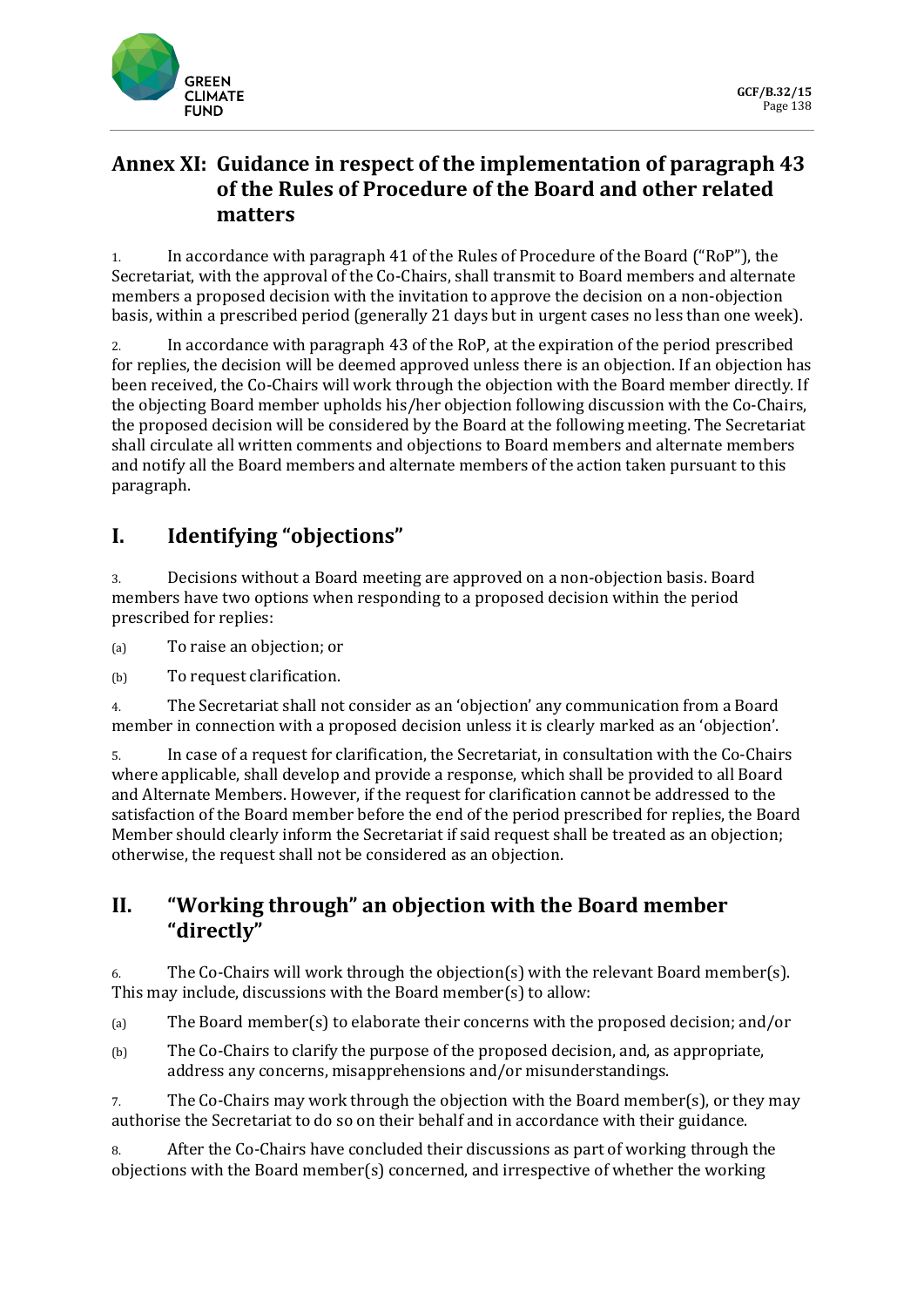# Annex XI: Guidance in respect of the implementation of paragraph 43 of the Rules of Procedure of the Board and other related matters

1. In accordance with paragraph 41 of the Rules of Procedure of the Board ("RoP"), the Secretariat, with the approval of the Co-Chairs, shall transmit to Board members and alternate members a proposed decision with the invitation to approve the decision on a non-objection basis, within a prescribed period (generally 21 days but in urgent cases no less than one week).

2. In accordance with paragraph 43 of the RoP, at the expiration of the period prescribed for replies, the decision will be deemed approved unless there is an objection. If an objection has been received, the Co-Chairs will work through the objection with the Board member directly. If the objecting Board member upholds his/her objection following discussion with the Co-Chairs, the proposed decision will be considered by the Board at the following meeting. The Secretariat shall circulate all written comments and objections to Board members and alternate members and notify all the Board members and alternate members of the action taken pursuant to this paragraph.

## I. Identifying "objections"

3. Decisions without a Board meeting are approved on a non-objection basis. Board members have two options when responding to a proposed decision within the period prescribed for replies:

(a) To raise an objection; or

(b) To request clarification.

4. The Secretariat shall not consider as an 'objection' any communication from a Board member in connection with a proposed decision unless it is clearly marked as an 'objection'.

5. In case of a request for clarification, the Secretariat, in consultation with the Co-Chairs where applicable, shall develop and provide a response, which shall be provided to all Board and Alternate Members. However, if the request for clarification cannot be addressed to the satisfaction of the Board member before the end of the period prescribed for replies, the Board Member should clearly inform the Secretariat if said request shall be treated as an objection; otherwise, the request shall not be considered as an objection.

## II. "Working through" an objection with the Board member "directly"

6. The Co-Chairs will work through the objection(s) with the relevant Board member(s). This may include, discussions with the Board member(s) to allow:

(a) The Board member(s) to elaborate their concerns with the proposed decision; and/or

(b) The Co-Chairs to clarify the purpose of the proposed decision, and, as appropriate, address any concerns, misapprehensions and/or misunderstandings.

7. The Co-Chairs may work through the objection with the Board member(s), or they may authorise the Secretariat to do so on their behalf and in accordance with their guidance.

8. After the Co-Chairs have concluded their discussions as part of working through the objections with the Board member(s) concerned, and irrespective of whether the working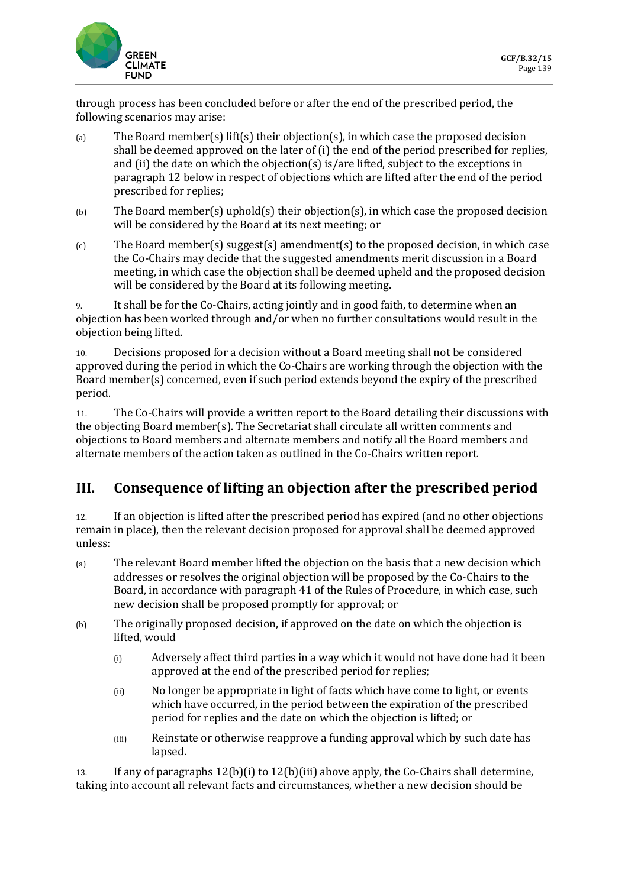through process has been concluded before or after the end of the prescribed period, the following scenarios may arise:

(a) The Board member(s) lift(s) their objection(s), in which case the proposed decision shall be deemed approved on the later of (i) the end of the period prescribed for replies, and (ii) the date on which the objection(s) is/are lifted, subject to the exceptions in paragraph 12 below in respect of objections which are lifted after the end of the period prescribed for replies;

(b) The Board member(s) uphold(s) their objection(s), in which case the proposed decision will be considered by the Board at its next meeting; or

(c) The Board member(s) suggest(s) amendment(s) to the proposed decision, in which case the Co-Chairs may decide that the suggested amendments merit discussion in a Board meeting, in which case the objection shall be deemed upheld and the proposed decision will be considered by the Board at its following meeting.

9. It shall be for the Co-Chairs, acting jointly and in good faith, to determine when an objection has been worked through and/or when no further consultations would result in the objection being lifted.

10. Decisions proposed for a decision without a Board meeting shall not be considered approved during the period in which the Co-Chairs are working through the objection with the Board member(s) concerned, even if such period extends beyond the expiry of the prescribed period.

11. The Co-Chairs will provide a written report to the Board detailing their discussions with the objecting Board member(s). The Secretariat shall circulate all written comments and objections to Board members and alternate members and notify all the Board members and alternate members of the action taken as outlined in the Co-Chairs written report.

## III. Consequence of lifting an objection after the prescribed period

12. If an objection is lifted after the prescribed period has expired (and no other objections remain in place), then the relevant decision proposed for approval shall be deemed approved unless:

(a) The relevant Board member lifted the objection on the basis that a new decision which addresses or resolves the original objection will be proposed by the Co-Chairs to the Board, in accordance with paragraph 41 of the Rules of Procedure, in which case, such new decision shall be proposed promptly for approval; or

(b) The originally proposed decision, if approved on the date on which the objection is lifted, would

   (i) Adversely affect third parties in a way which it would not have done had it been approved at the end of the prescribed period for replies;

   (ii) No longer be appropriate in light of facts which have come to light, or events which have occurred, in the period between the expiration of the prescribed period for replies and the date on which the objection is lifted; or

   (iii) Reinstate or otherwise reapprove a funding approval which by such date has lapsed.

13. If any of paragraphs 12(b)(i) to 12(b)(iii) above apply, the Co-Chairs shall determine, taking into account all relevant facts and circumstances, whether a new decision should be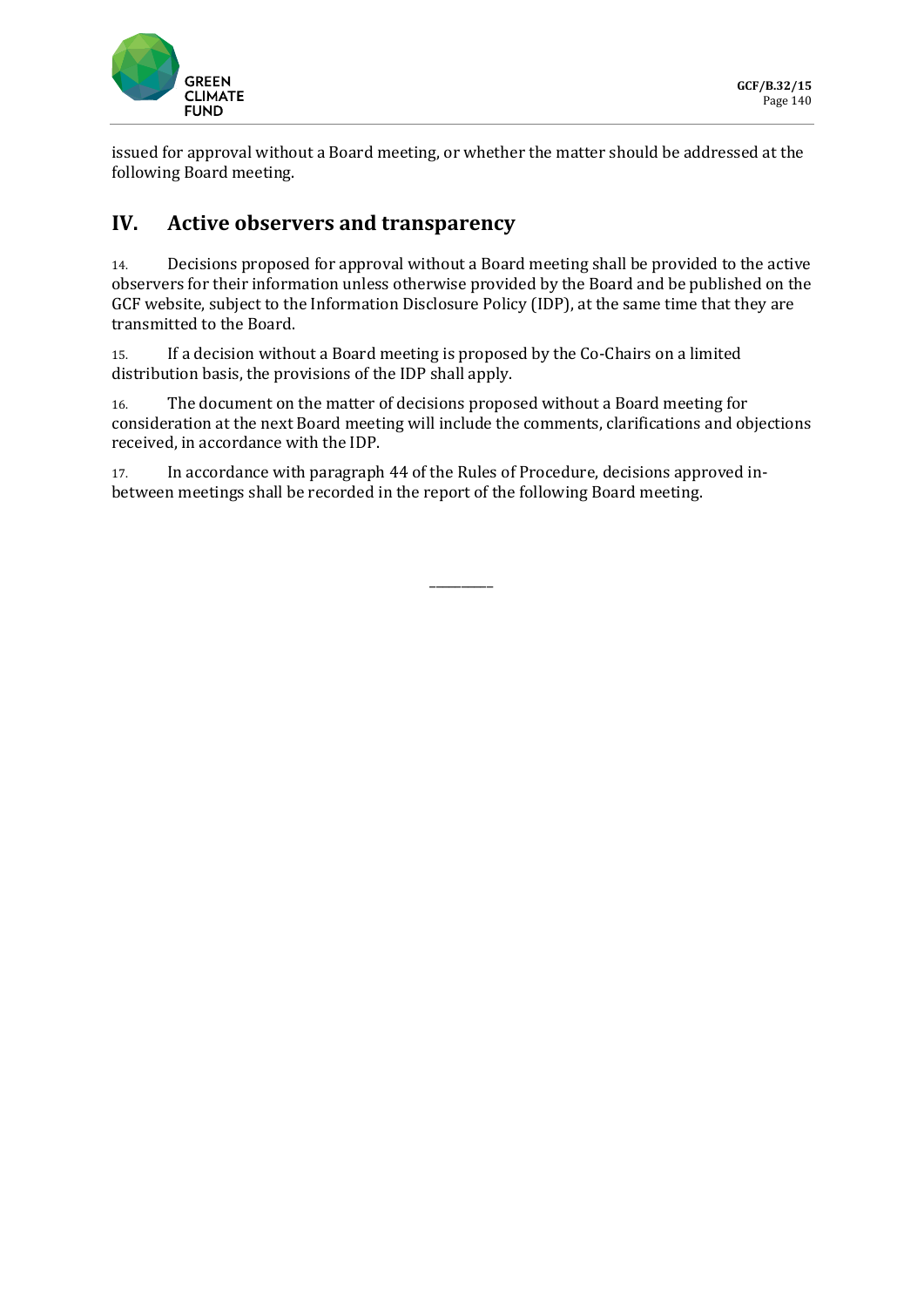issued for approval without a Board meeting, or whether the matter should be addressed at the following Board meeting.

## IV. Active observers and transparency

14. Decisions proposed for approval without a Board meeting shall be provided to the active observers for their information unless otherwise provided by the Board and be published on the GCF website, subject to the Information Disclosure Policy (IDP), at the same time that they are transmitted to the Board.

15. If a decision without a Board meeting is proposed by the Co-Chairs on a limited distribution basis, the provisions of the IDP shall apply.

16. The document on the matter of decisions proposed without a Board meeting for consideration at the next Board meeting will include the comments, clarifications and objections received, in accordance with the IDP.

17. In accordance with paragraph 44 of the Rules of Procedure, decisions approved in-between meetings shall be recorded in the report of the following Board meeting.

__________